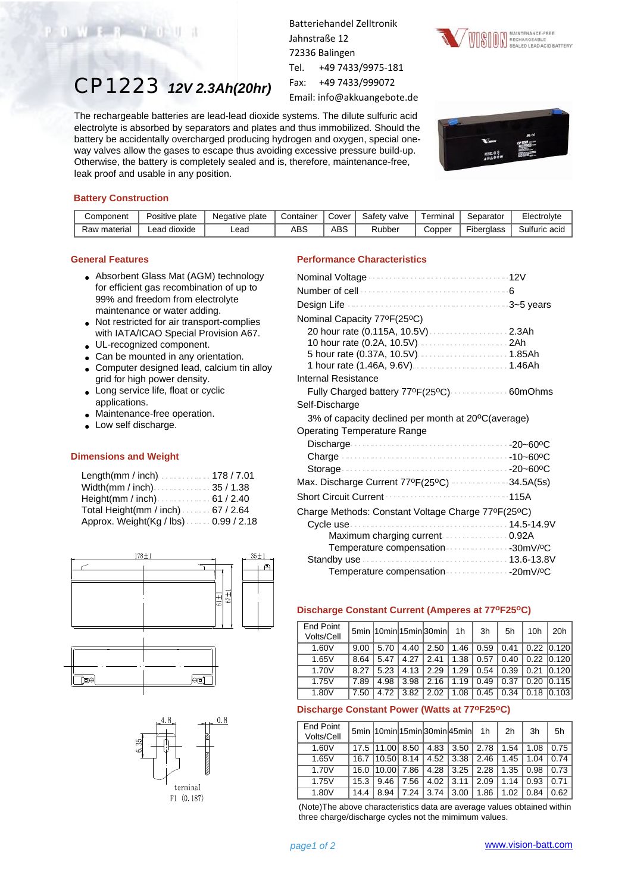# CP1223 *12V 2.3Ah(20hr)*

Batteriehandel Zelltronik
Jahnstraße 12
72336 Balingen
Tel. +49 7433/9975-181
Fax: +49 7433/999072
Email: info@akkuangebote.de

The rechargeable batteries are lead-lead dioxide systems. The dilute sulfuric acid electrolyte is absorbed by separators and plates and thus immobilized. Should the battery be accidentally overcharged producing hydrogen and oxygen, special one-way valves allow the gases to escape thus avoiding excessive pressure build-up. Otherwise, the battery is completely sealed and is, therefore, maintenance-free, leak proof and usable in any position.

## Battery Construction

| Component | Positive plate | Negative plate | Container | Cover | Safety valve | Terminal | Separator | Electrolyte |
|---|---|---|---|---|---|---|---|---|
| Raw material | Lead dioxide | Lead | ABS | ABS | Rubber | Copper | Fiberglass | Sulfuric acid |

## General Features

- Absorbent Glass Mat (AGM) technology for efficient gas recombination of up to 99% and freedom from electrolyte maintenance or water adding.
- Not restricted for air transport-complies with IATA/ICAO Special Provision A67.
- UL-recognized component.
- Can be mounted in any orientation.
- Computer designed lead, calcium tin alloy grid for high power density.
- Long service life, float or cyclic applications.
- Maintenance-free operation.
- Low self discharge.

## Dimensions and Weight

Length(mm / inch) ............ 178 / 7.01
Width(mm / inch) ............ 35 / 1.38
Height(mm / inch) ............ 61 / 2.40
Total Height(mm / inch) ....... 67 / 2.64
Approx. Weight(Kg / lbs) ...... 0.99 / 2.18

## Performance Characteristics

Nominal Voltage ............ 12V
Number of cell ............ 6
Design Life ............ 3~5 years
Nominal Capacity 77ºF(25ºC)
  20 hour rate (0.115A, 10.5V) ............ 2.3Ah
  10 hour rate (0.2A, 10.5V) ............ 2Ah
  5 hour rate (0.37A, 10.5V) ............ 1.85Ah
  1 hour rate (1.46A, 9.6V) ............ 1.46Ah
Internal Resistance
  Fully Charged battery 77ºF(25ºC) ............ 60mOhms
Self-Discharge
  3% of capacity declined per month at 20ºC(average)
Operating Temperature Range
  Discharge ............ -20~60ºC
  Charge ............ -10~60ºC
  Storage ............ -20~60ºC
Max. Discharge Current 77ºF(25ºC) ............ 34.5A(5s)
Short Circuit Current ............ 115A
Charge Methods: Constant Voltage Charge 77ºF(25ºC)
  Cycle use ............ 14.5-14.9V
    Maximum charging current ............ 0.92A
    Temperature compensation ............ -30mV/ºC
  Standby use ............ 13.6-13.8V
    Temperature compensation ............ -20mV/ºC

## Discharge Constant Current (Amperes at 77ºF25ºC)

| End Point Volts/Cell | 5min | 10min | 15min | 30min | 1h | 3h | 5h | 10h | 20h |
|---|---|---|---|---|---|---|---|---|---|
| 1.60V | 9.00 | 5.70 | 4.40 | 2.50 | 1.46 | 0.59 | 0.41 | 0.22 | 0.120 |
| 1.65V | 8.64 | 5.47 | 4.27 | 2.41 | 1.38 | 0.57 | 0.40 | 0.22 | 0.120 |
| 1.70V | 8.27 | 5.23 | 4.13 | 2.29 | 1.29 | 0.54 | 0.39 | 0.21 | 0.120 |
| 1.75V | 7.89 | 4.98 | 3.98 | 2.16 | 1.19 | 0.49 | 0.37 | 0.20 | 0.115 |
| 1.80V | 7.50 | 4.72 | 3.82 | 2.02 | 1.08 | 0.45 | 0.34 | 0.18 | 0.103 |

## Discharge Constant Power (Watts at 77ºF25ºC)

| End Point Volts/Cell | 5min | 10min | 15min | 30min | 45min | 1h | 2h | 3h | 5h |
|---|---|---|---|---|---|---|---|---|---|
| 1.60V | 17.5 | 11.00 | 8.50 | 4.83 | 3.50 | 2.78 | 1.54 | 1.08 | 0.75 |
| 1.65V | 16.7 | 10.50 | 8.14 | 4.52 | 3.38 | 2.46 | 1.45 | 1.04 | 0.74 |
| 1.70V | 16.0 | 10.00 | 7.86 | 4.28 | 3.25 | 2.28 | 1.35 | 0.98 | 0.73 |
| 1.75V | 15.3 | 9.46 | 7.56 | 4.02 | 3.11 | 2.09 | 1.14 | 0.93 | 0.71 |
| 1.80V | 14.4 | 8.94 | 7.24 | 3.74 | 3.00 | 1.86 | 1.02 | 0.84 | 0.62 |

(Note)The above characteristics data are average values obtained within three charge/discharge cycles not the mimimum values.

178±1   35±1   61±1   67±1

4.8   0.8   6.35

terminal
F1 (0.187)

www.vision-batt.com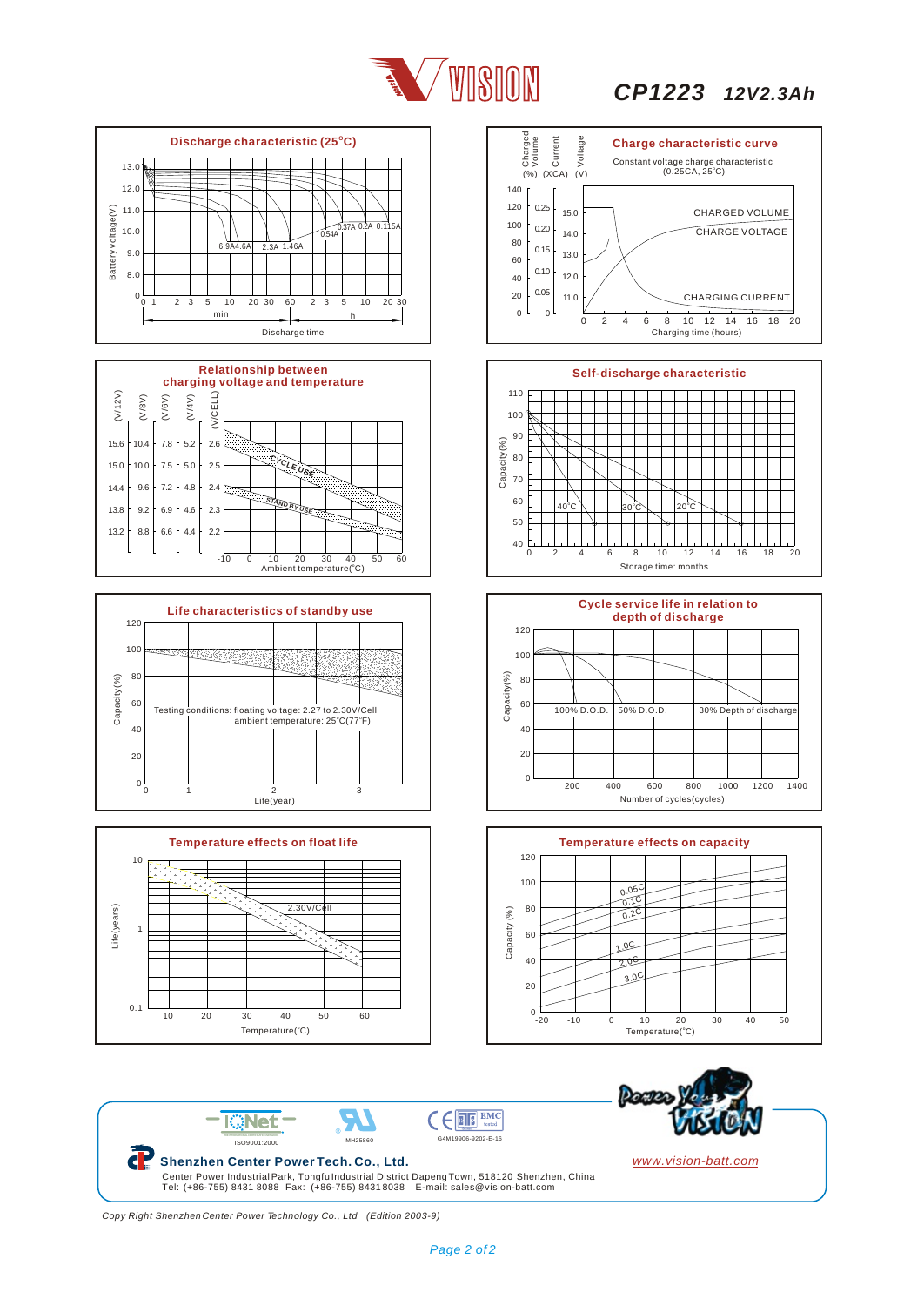# VISION

## CP1223 12V2.3Ah

### Discharge characteristic (25°C)

Battery voltage(V)

13.0
12.0
11.0
10.0
9.0
8.0
0

6.9A 4.6A 2.3A 1.46A 0.54A 0.37A 0.2A 0.115A

0 1 2 3 5 10 20 30 60 2 3 5 10 20 30

min h

Discharge time

### Charge characteristic curve

Constant voltage charge characteristic (0.25CA, 25°C)

Charged Volume (%) Current (XCA) Voltage (V)

140 120 100 80 60 40 20 0

0.25 0.20 0.15 0.10 0.05 0

15.0 14.0 13.0 12.0 11.0

CHARGED VOLUME

CHARGE VOLTAGE

CHARGING CURRENT

0 2 4 6 8 10 12 14 16 18 20

Charging time (hours)

### Relationship between charging voltage and temperature

(V/12V) (V/8V) (V/6V) (V/4V) (V/CELL)

15.6 10.4 7.8 5.2 2.6
15.0 10.0 7.5 5.0 2.5
14.4 9.6 7.2 4.8 2.4
13.8 9.2 6.9 4.6 2.3
13.2 8.8 6.6 4.4 2.2

CYCLE USE

STAND BY USE

-10 0 10 20 30 40 50 60

Ambient temperature(°C)

### Self-discharge characteristic

Capacity(%)

110 100 90 80 70 60 50 40

40°C 30°C 20°C

0 2 4 6 8 10 12 14 16 18 20

Storage time: months

### Life characteristics of standby use

Capacity(%)

120 100 80 60 40 20 0

Testing conditions: floating voltage: 2.27 to 2.30V/Cell
ambient temperature: 25°C(77°F)

0 1 2 3

Life(year)

### Cycle service life in relation to depth of discharge

Capacity(%)

120 100 80 60 40 20 0

100% D.O.D. 50% D.O.D. 30% Depth of discharge

200 400 600 800 1000 1200 1400

Number of cycles(cycles)

### Temperature effects on float life

Life(years)

10 1 0.1

2.30V/Cell

10 20 30 40 50 60

Temperature(°C)

### Temperature effects on capacity

Capacity (%)

120 100 80 60 40 20 0

0.05C 0.1C 0.2C 1.0C 2.0C 3.0C

-20 -10 0 10 20 30 40 50

Temperature(°C)

IQNet ISO9001:2000 MH25860 CE EMC tested G4M19906-9202-E-16

Power Your VISION

**Shenzhen Center Power Tech. Co., Ltd.**

Center Power Industrial Park, Tongfu Industrial District Dapeng Town, 518120 Shenzhen, China
Tel: (+86-755) 8431 8088 Fax: (+86-755) 8431 8038 E-mail: sales@vision-batt.com

www.vision-batt.com

*Copy Right Shenzhen Center Power Technology Co., Ltd (Edition 2003-9)*